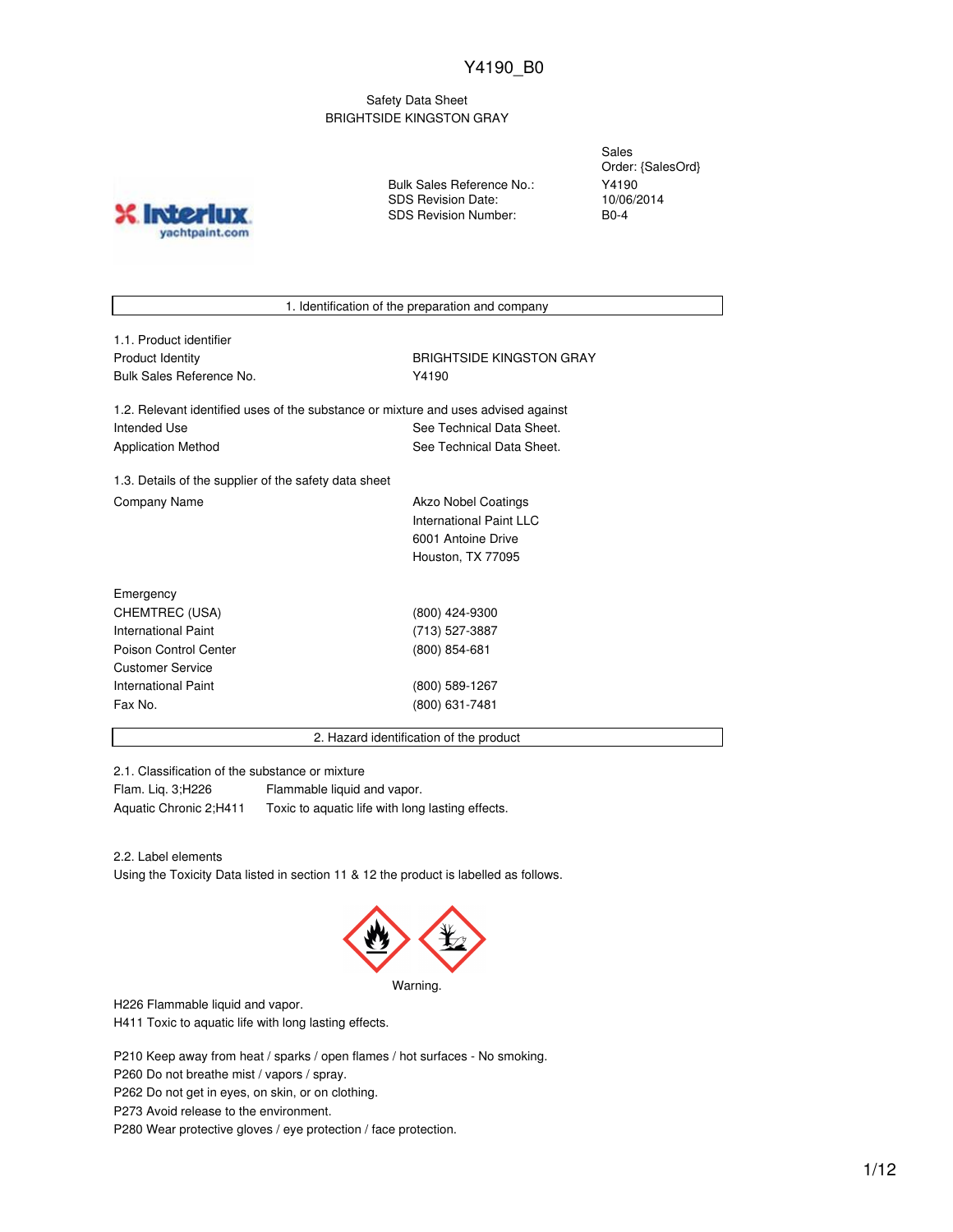Y4190_B0

Safety Data Sheet
BRIGHTSIDE KINGSTON GRAY

| | |
|---|---|
| Sales Order: | {SalesOrd} |
| Bulk Sales Reference No.: | Y4190 |
| SDS Revision Date: | 10/06/2014 |
| SDS Revision Number: | B0-4 |

## 1. Identification of the preparation and company

1.1. Product identifier

| | |
|---|---|
| Product Identity | BRIGHTSIDE KINGSTON GRAY |
| Bulk Sales Reference No. | Y4190 |

1.2. Relevant identified uses of the substance or mixture and uses advised against

| | |
|---|---|
| Intended Use | See Technical Data Sheet. |
| Application Method | See Technical Data Sheet. |

1.3. Details of the supplier of the safety data sheet

| | |
|---|---|
| Company Name | Akzo Nobel Coatings<br>International Paint LLC<br>6001 Antoine Drive<br>Houston, TX 77095 |

| | |
|---|---|
| Emergency | |
| CHEMTREC (USA) | (800) 424-9300 |
| International Paint | (713) 527-3887 |
| Poison Control Center | (800) 854-681 |
| Customer Service | |
| International Paint | (800) 589-1267 |
| Fax No. | (800) 631-7481 |

## 2. Hazard identification of the product

2.1. Classification of the substance or mixture

| | |
|---|---|
| Flam. Liq. 3;H226 | Flammable liquid and vapor. |
| Aquatic Chronic 2;H411 | Toxic to aquatic life with long lasting effects. |

2.2. Label elements

Using the Toxicity Data listed in section 11 & 12 the product is labelled as follows.

Warning.

H226 Flammable liquid and vapor.
H411 Toxic to aquatic life with long lasting effects.

P210 Keep away from heat / sparks / open flames / hot surfaces - No smoking.
P260 Do not breathe mist / vapors / spray.
P262 Do not get in eyes, on skin, or on clothing.
P273 Avoid release to the environment.
P280 Wear protective gloves / eye protection / face protection.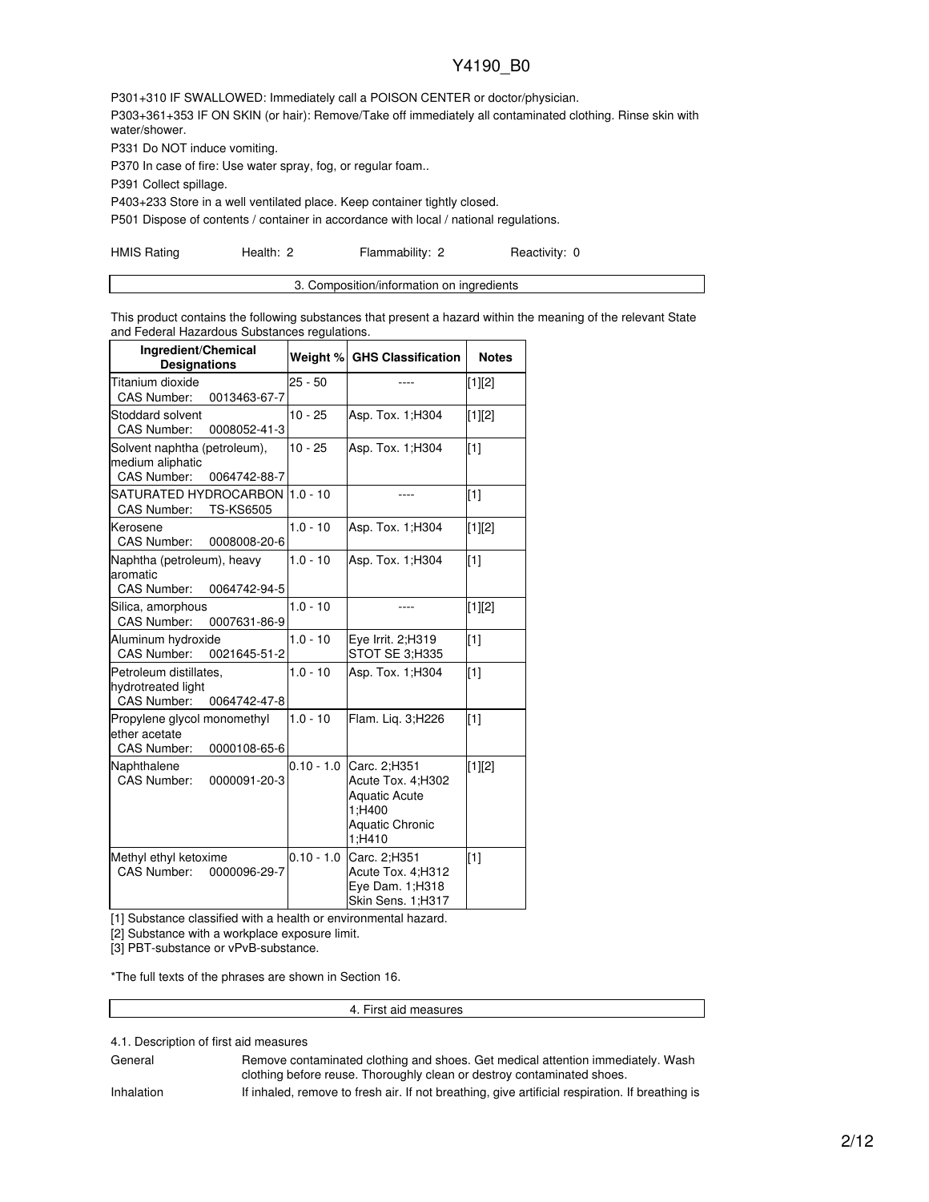P301+310 IF SWALLOWED: Immediately call a POISON CENTER or doctor/physician.

P303+361+353 IF ON SKIN (or hair): Remove/Take off immediately all contaminated clothing. Rinse skin with water/shower.

P331 Do NOT induce vomiting.

P370 In case of fire: Use water spray, fog, or regular foam..

P391 Collect spillage.

P403+233 Store in a well ventilated place. Keep container tightly closed.

P501 Dispose of contents / container in accordance with local / national regulations.

HMIS Rating Health: 2 Flammability: 2 Reactivity: 0

## 3. Composition/information on ingredients

This product contains the following substances that present a hazard within the meaning of the relevant State and Federal Hazardous Substances regulations.

| Ingredient/Chemical Designations | Weight % | GHS Classification | Notes |
|---|---|---|---|
| Titanium dioxide<br>CAS Number: 0013463-67-7 | 25 - 50 | ---- | [1][2] |
| Stoddard solvent<br>CAS Number: 0008052-41-3 | 10 - 25 | Asp. Tox. 1;H304 | [1][2] |
| Solvent naphtha (petroleum), medium aliphatic<br>CAS Number: 0064742-88-7 | 10 - 25 | Asp. Tox. 1;H304 | [1] |
| SATURATED HYDROCARBON<br>CAS Number: TS-KS6505 | 1.0 - 10 | ---- | [1] |
| Kerosene<br>CAS Number: 0008008-20-6 | 1.0 - 10 | Asp. Tox. 1;H304 | [1][2] |
| Naphtha (petroleum), heavy aromatic<br>CAS Number: 0064742-94-5 | 1.0 - 10 | Asp. Tox. 1;H304 | [1] |
| Silica, amorphous<br>CAS Number: 0007631-86-9 | 1.0 - 10 | ---- | [1][2] |
| Aluminum hydroxide<br>CAS Number: 0021645-51-2 | 1.0 - 10 | Eye Irrit. 2;H319<br>STOT SE 3;H335 | [1] |
| Petroleum distillates, hydrotreated light<br>CAS Number: 0064742-47-8 | 1.0 - 10 | Asp. Tox. 1;H304 | [1] |
| Propylene glycol monomethyl ether acetate<br>CAS Number: 0000108-65-6 | 1.0 - 10 | Flam. Liq. 3;H226 | [1] |
| Naphthalene<br>CAS Number: 0000091-20-3 | 0.10 - 1.0 | Carc. 2;H351<br>Acute Tox. 4;H302<br>Aquatic Acute 1;H400<br>Aquatic Chronic 1;H410 | [1][2] |
| Methyl ethyl ketoxime<br>CAS Number: 0000096-29-7 | 0.10 - 1.0 | Carc. 2;H351<br>Acute Tox. 4;H312<br>Eye Dam. 1;H318<br>Skin Sens. 1;H317 | [1] |

[1] Substance classified with a health or environmental hazard.

[2] Substance with a workplace exposure limit.

[3] PBT-substance or vPvB-substance.

*The full texts of the phrases are shown in Section 16.

## 4. First aid measures

4.1. Description of first aid measures

General: Remove contaminated clothing and shoes. Get medical attention immediately. Wash clothing before reuse. Thoroughly clean or destroy contaminated shoes.

Inhalation: If inhaled, remove to fresh air. If not breathing, give artificial respiration. If breathing is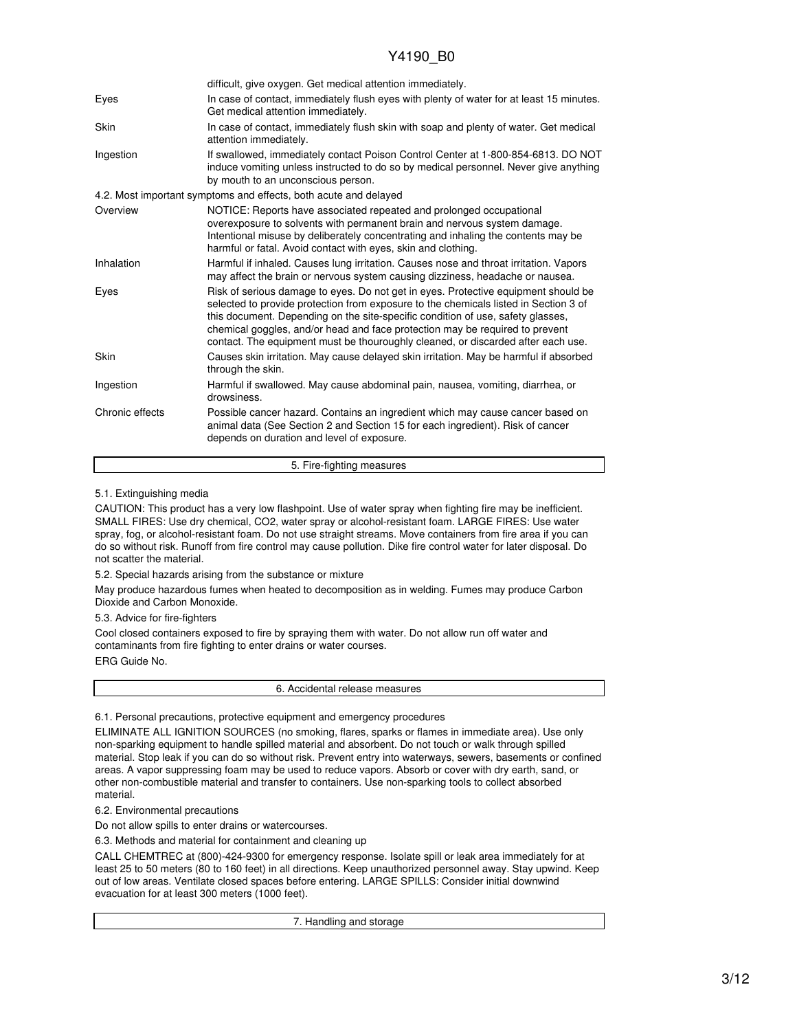| | |
|---|---|
| | difficult, give oxygen. Get medical attention immediately. |
| Eyes | In case of contact, immediately flush eyes with plenty of water for at least 15 minutes. Get medical attention immediately. |
| Skin | In case of contact, immediately flush skin with soap and plenty of water. Get medical attention immediately. |
| Ingestion | If swallowed, immediately contact Poison Control Center at 1-800-854-6813. DO NOT induce vomiting unless instructed to do so by medical personnel. Never give anything by mouth to an unconscious person. |

4.2. Most important symptoms and effects, both acute and delayed

| | |
|---|---|
| Overview | NOTICE: Reports have associated repeated and prolonged occupational overexposure to solvents with permanent brain and nervous system damage. Intentional misuse by deliberately concentrating and inhaling the contents may be harmful or fatal. Avoid contact with eyes, skin and clothing. |
| Inhalation | Harmful if inhaled. Causes lung irritation. Causes nose and throat irritation. Vapors may affect the brain or nervous system causing dizziness, headache or nausea. |
| Eyes | Risk of serious damage to eyes. Do not get in eyes. Protective equipment should be selected to provide protection from exposure to the chemicals listed in Section 3 of this document. Depending on the site-specific condition of use, safety glasses, chemical goggles, and/or head and face protection may be required to prevent contact. The equipment must be thouroughly cleaned, or discarded after each use. |
| Skin | Causes skin irritation. May cause delayed skin irritation. May be harmful if absorbed through the skin. |
| Ingestion | Harmful if swallowed. May cause abdominal pain, nausea, vomiting, diarrhea, or drowsiness. |
| Chronic effects | Possible cancer hazard. Contains an ingredient which may cause cancer based on animal data (See Section 2 and Section 15 for each ingredient). Risk of cancer depends on duration and level of exposure. |

## 5. Fire-fighting measures

5.1. Extinguishing media

CAUTION: This product has a very low flashpoint. Use of water spray when fighting fire may be inefficient. SMALL FIRES: Use dry chemical, CO2, water spray or alcohol-resistant foam. LARGE FIRES: Use water spray, fog, or alcohol-resistant foam. Do not use straight streams. Move containers from fire area if you can do so without risk. Runoff from fire control may cause pollution. Dike fire control water for later disposal. Do not scatter the material.

5.2. Special hazards arising from the substance or mixture

May produce hazardous fumes when heated to decomposition as in welding. Fumes may produce Carbon Dioxide and Carbon Monoxide.

5.3. Advice for fire-fighters

Cool closed containers exposed to fire by spraying them with water. Do not allow run off water and contaminants from fire fighting to enter drains or water courses.

ERG Guide No.

## 6. Accidental release measures

6.1. Personal precautions, protective equipment and emergency procedures

ELIMINATE ALL IGNITION SOURCES (no smoking, flares, sparks or flames in immediate area). Use only non-sparking equipment to handle spilled material and absorbent. Do not touch or walk through spilled material. Stop leak if you can do so without risk. Prevent entry into waterways, sewers, basements or confined areas. A vapor suppressing foam may be used to reduce vapors. Absorb or cover with dry earth, sand, or other non-combustible material and transfer to containers. Use non-sparking tools to collect absorbed material.

6.2. Environmental precautions

Do not allow spills to enter drains or watercourses.

6.3. Methods and material for containment and cleaning up

CALL CHEMTREC at (800)-424-9300 for emergency response. Isolate spill or leak area immediately for at least 25 to 50 meters (80 to 160 feet) in all directions. Keep unauthorized personnel away. Stay upwind. Keep out of low areas. Ventilate closed spaces before entering. LARGE SPILLS: Consider initial downwind evacuation for at least 300 meters (1000 feet).

## 7. Handling and storage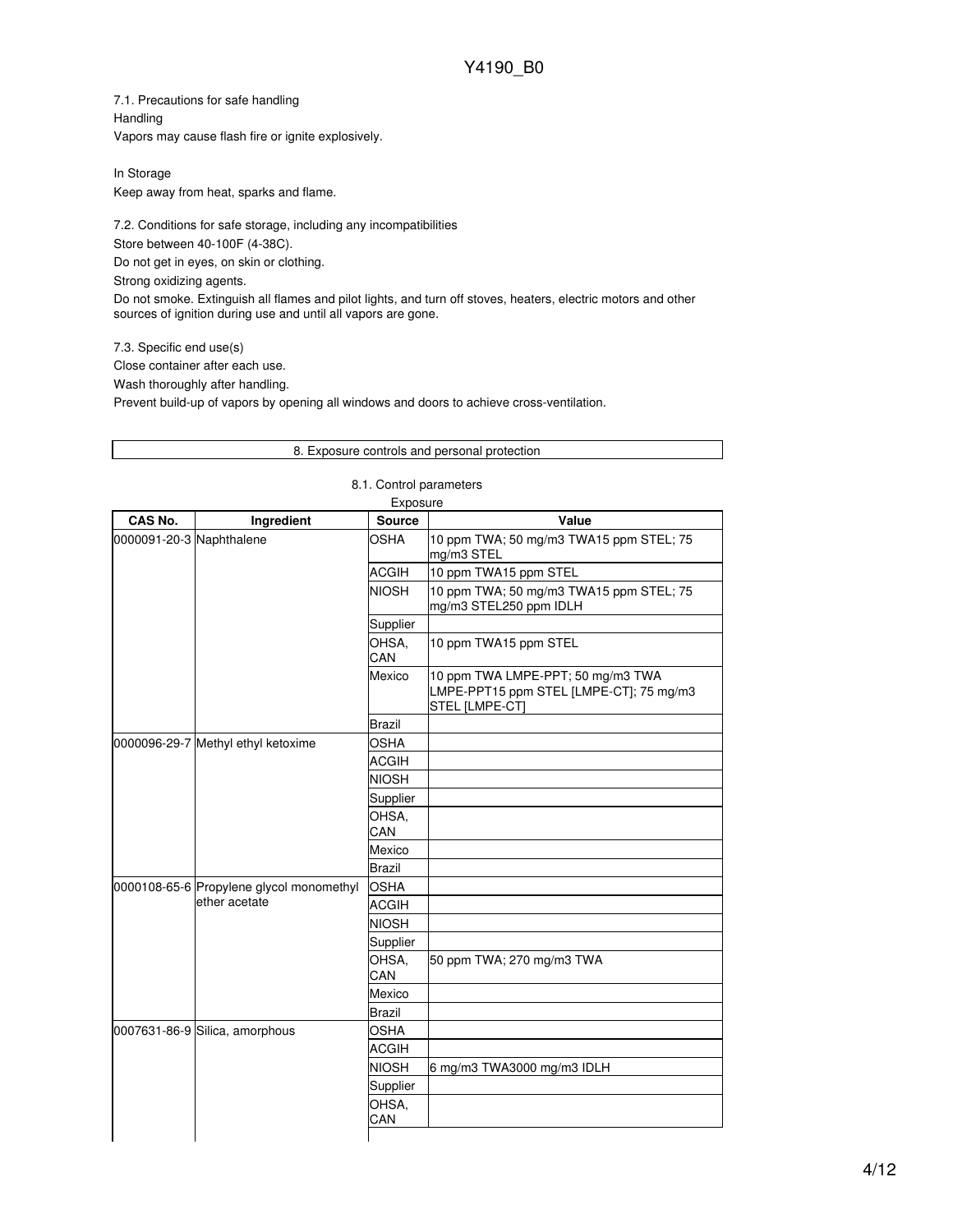7.1. Precautions for safe handling

Handling

Vapors may cause flash fire or ignite explosively.

In Storage

Keep away from heat, sparks and flame.

7.2. Conditions for safe storage, including any incompatibilities

Store between 40-100F (4-38C).

Do not get in eyes, on skin or clothing.

Strong oxidizing agents.

Do not smoke. Extinguish all flames and pilot lights, and turn off stoves, heaters, electric motors and other sources of ignition during use and until all vapors are gone.

7.3. Specific end use(s)

Close container after each use.

Wash thoroughly after handling.

Prevent build-up of vapors by opening all windows and doors to achieve cross-ventilation.

## 8. Exposure controls and personal protection

### 8.1. Control parameters

Exposure

| CAS No. | Ingredient | Source | Value |
|---|---|---|---|
| 0000091-20-3 | Naphthalene | OSHA | 10 ppm TWA; 50 mg/m3 TWA15 ppm STEL; 75 mg/m3 STEL |
| | | ACGIH | 10 ppm TWA15 ppm STEL |
| | | NIOSH | 10 ppm TWA; 50 mg/m3 TWA15 ppm STEL; 75 mg/m3 STEL250 ppm IDLH |
| | | Supplier | |
| | | OHSA, CAN | 10 ppm TWA15 ppm STEL |
| | | Mexico | 10 ppm TWA LMPE-PPT; 50 mg/m3 TWA LMPE-PPT15 ppm STEL [LMPE-CT]; 75 mg/m3 STEL [LMPE-CT] |
| | | Brazil | |
| 0000096-29-7 | Methyl ethyl ketoxime | OSHA | |
| | | ACGIH | |
| | | NIOSH | |
| | | Supplier | |
| | | OHSA, CAN | |
| | | Mexico | |
| | | Brazil | |
| 0000108-65-6 | Propylene glycol monomethyl ether acetate | OSHA | |
| | | ACGIH | |
| | | NIOSH | |
| | | Supplier | |
| | | OHSA, CAN | 50 ppm TWA; 270 mg/m3 TWA |
| | | Mexico | |
| | | Brazil | |
| 0007631-86-9 | Silica, amorphous | OSHA | |
| | | ACGIH | |
| | | NIOSH | 6 mg/m3 TWA3000 mg/m3 IDLH |
| | | Supplier | |
| | | OHSA, CAN | |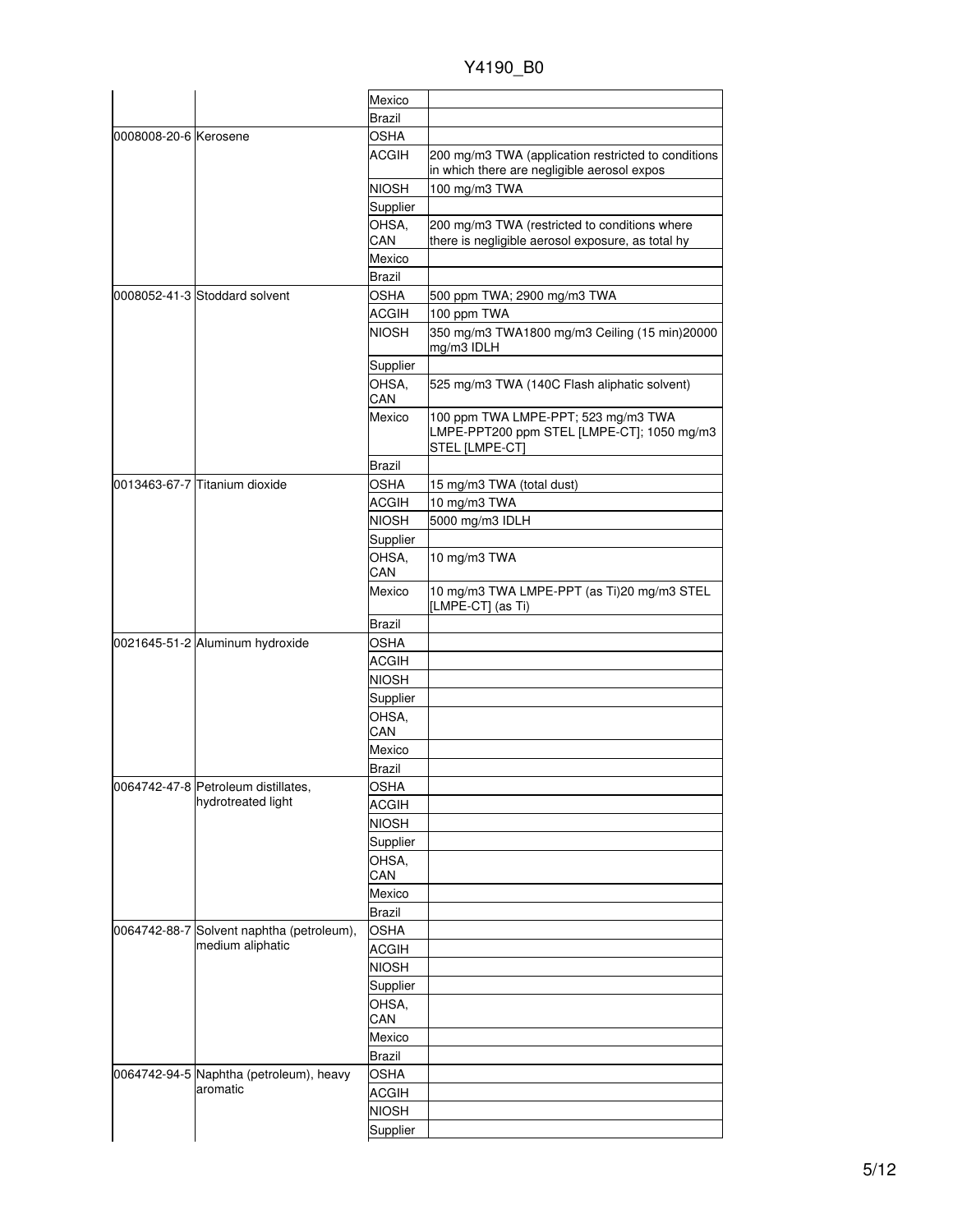| | | | |
|---|---|---|---|
| | | Mexico | |
| | | Brazil | |
| 0008008-20-6 | Kerosene | OSHA | |
| | | ACGIH | 200 mg/m3 TWA (application restricted to conditions in which there are negligible aerosol expos |
| | | NIOSH | 100 mg/m3 TWA |
| | | Supplier | |
| | | OHSA, CAN | 200 mg/m3 TWA (restricted to conditions where there is negligible aerosol exposure, as total hy |
| | | Mexico | |
| | | Brazil | |
| 0008052-41-3 | Stoddard solvent | OSHA | 500 ppm TWA; 2900 mg/m3 TWA |
| | | ACGIH | 100 ppm TWA |
| | | NIOSH | 350 mg/m3 TWA1800 mg/m3 Ceiling (15 min)20000 mg/m3 IDLH |
| | | Supplier | |
| | | OHSA, CAN | 525 mg/m3 TWA (140C Flash aliphatic solvent) |
| | | Mexico | 100 ppm TWA LMPE-PPT; 523 mg/m3 TWA LMPE-PPT200 ppm STEL [LMPE-CT]; 1050 mg/m3 STEL [LMPE-CT] |
| | | Brazil | |
| 0013463-67-7 | Titanium dioxide | OSHA | 15 mg/m3 TWA (total dust) |
| | | ACGIH | 10 mg/m3 TWA |
| | | NIOSH | 5000 mg/m3 IDLH |
| | | Supplier | |
| | | OHSA, CAN | 10 mg/m3 TWA |
| | | Mexico | 10 mg/m3 TWA LMPE-PPT (as Ti)20 mg/m3 STEL [LMPE-CT] (as Ti) |
| | | Brazil | |
| 0021645-51-2 | Aluminum hydroxide | OSHA | |
| | | ACGIH | |
| | | NIOSH | |
| | | Supplier | |
| | | OHSA, CAN | |
| | | Mexico | |
| | | Brazil | |
| 0064742-47-8 | Petroleum distillates, hydrotreated light | OSHA | |
| | | ACGIH | |
| | | NIOSH | |
| | | Supplier | |
| | | OHSA, CAN | |
| | | Mexico | |
| | | Brazil | |
| 0064742-88-7 | Solvent naphtha (petroleum), medium aliphatic | OSHA | |
| | | ACGIH | |
| | | NIOSH | |
| | | Supplier | |
| | | OHSA, CAN | |
| | | Mexico | |
| | | Brazil | |
| 0064742-94-5 | Naphtha (petroleum), heavy aromatic | OSHA | |
| | | ACGIH | |
| | | NIOSH | |
| | | Supplier | |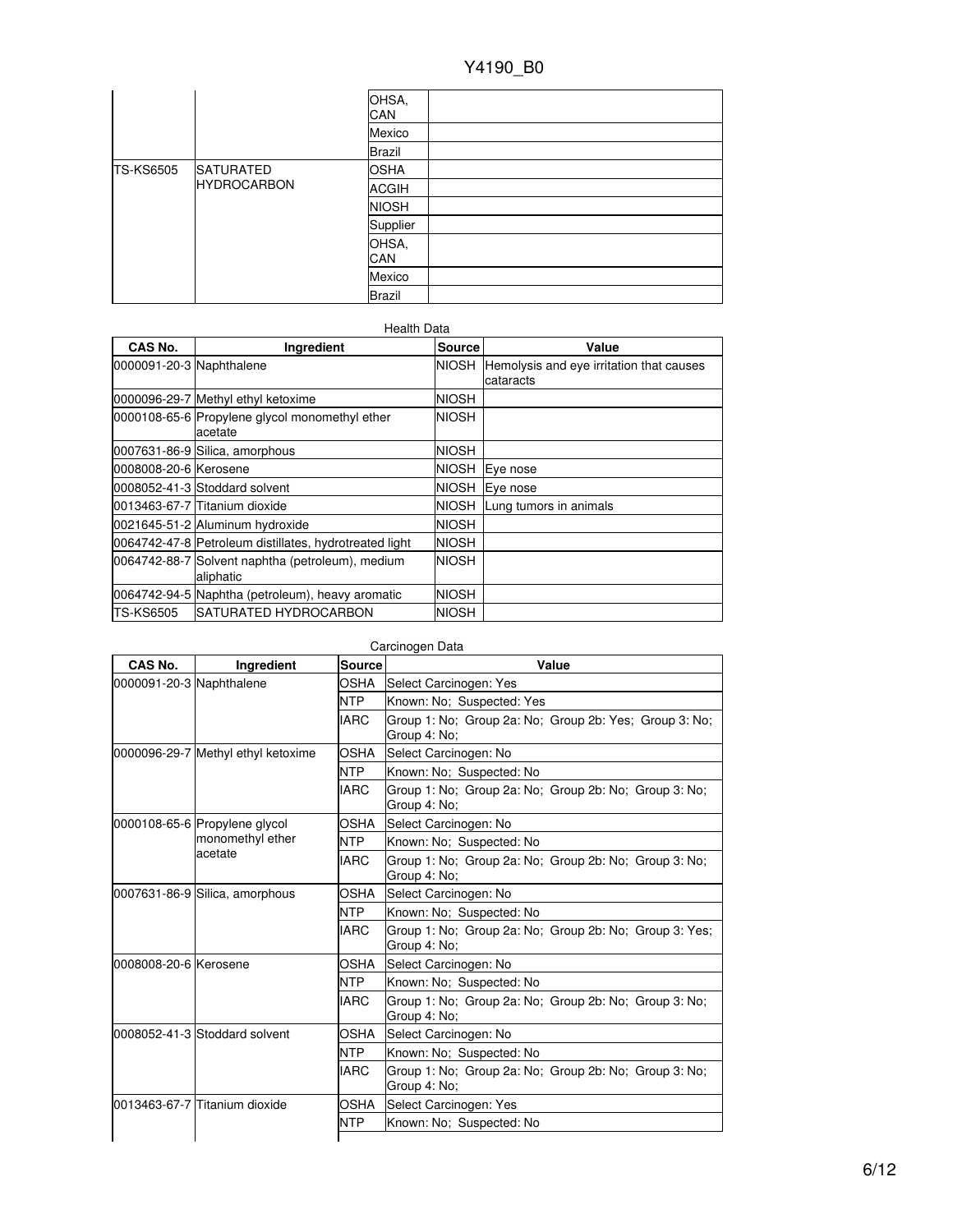| | | | |
|---|---|---|---|
| | | OHSA, CAN | |
| | | Mexico | |
| | | Brazil | |
| TS-KS6505 | SATURATED HYDROCARBON | OSHA | |
| | | ACGIH | |
| | | NIOSH | |
| | | Supplier | |
| | | OHSA, CAN | |
| | | Mexico | |
| | | Brazil | |

Health Data

| CAS No. | Ingredient | Source | Value |
|---|---|---|---|
| 0000091-20-3 | Naphthalene | NIOSH | Hemolysis and eye irritation that causes cataracts |
| 0000096-29-7 | Methyl ethyl ketoxime | NIOSH | |
| 0000108-65-6 | Propylene glycol monomethyl ether acetate | NIOSH | |
| 0007631-86-9 | Silica, amorphous | NIOSH | |
| 0008008-20-6 | Kerosene | NIOSH | Eye nose |
| 0008052-41-3 | Stoddard solvent | NIOSH | Eye nose |
| 0013463-67-7 | Titanium dioxide | NIOSH | Lung tumors in animals |
| 0021645-51-2 | Aluminum hydroxide | NIOSH | |
| 0064742-47-8 | Petroleum distillates, hydrotreated light | NIOSH | |
| 0064742-88-7 | Solvent naphtha (petroleum), medium aliphatic | NIOSH | |
| 0064742-94-5 | Naphtha (petroleum), heavy aromatic | NIOSH | |
| TS-KS6505 | SATURATED HYDROCARBON | NIOSH | |

Carcinogen Data

| CAS No. | Ingredient | Source | Value |
|---|---|---|---|
| 0000091-20-3 | Naphthalene | OSHA | Select Carcinogen: Yes |
| | | NTP | Known: No; Suspected: Yes |
| | | IARC | Group 1: No; Group 2a: No; Group 2b: Yes; Group 3: No; Group 4: No; |
| 0000096-29-7 | Methyl ethyl ketoxime | OSHA | Select Carcinogen: No |
| | | NTP | Known: No; Suspected: No |
| | | IARC | Group 1: No; Group 2a: No; Group 2b: No; Group 3: No; Group 4: No; |
| 0000108-65-6 | Propylene glycol monomethyl ether acetate | OSHA | Select Carcinogen: No |
| | | NTP | Known: No; Suspected: No |
| | | IARC | Group 1: No; Group 2a: No; Group 2b: No; Group 3: No; Group 4: No; |
| 0007631-86-9 | Silica, amorphous | OSHA | Select Carcinogen: No |
| | | NTP | Known: No; Suspected: No |
| | | IARC | Group 1: No; Group 2a: No; Group 2b: No; Group 3: Yes; Group 4: No; |
| 0008008-20-6 | Kerosene | OSHA | Select Carcinogen: No |
| | | NTP | Known: No; Suspected: No |
| | | IARC | Group 1: No; Group 2a: No; Group 2b: No; Group 3: No; Group 4: No; |
| 0008052-41-3 | Stoddard solvent | OSHA | Select Carcinogen: No |
| | | NTP | Known: No; Suspected: No |
| | | IARC | Group 1: No; Group 2a: No; Group 2b: No; Group 3: No; Group 4: No; |
| 0013463-67-7 | Titanium dioxide | OSHA | Select Carcinogen: Yes |
| | | NTP | Known: No; Suspected: No |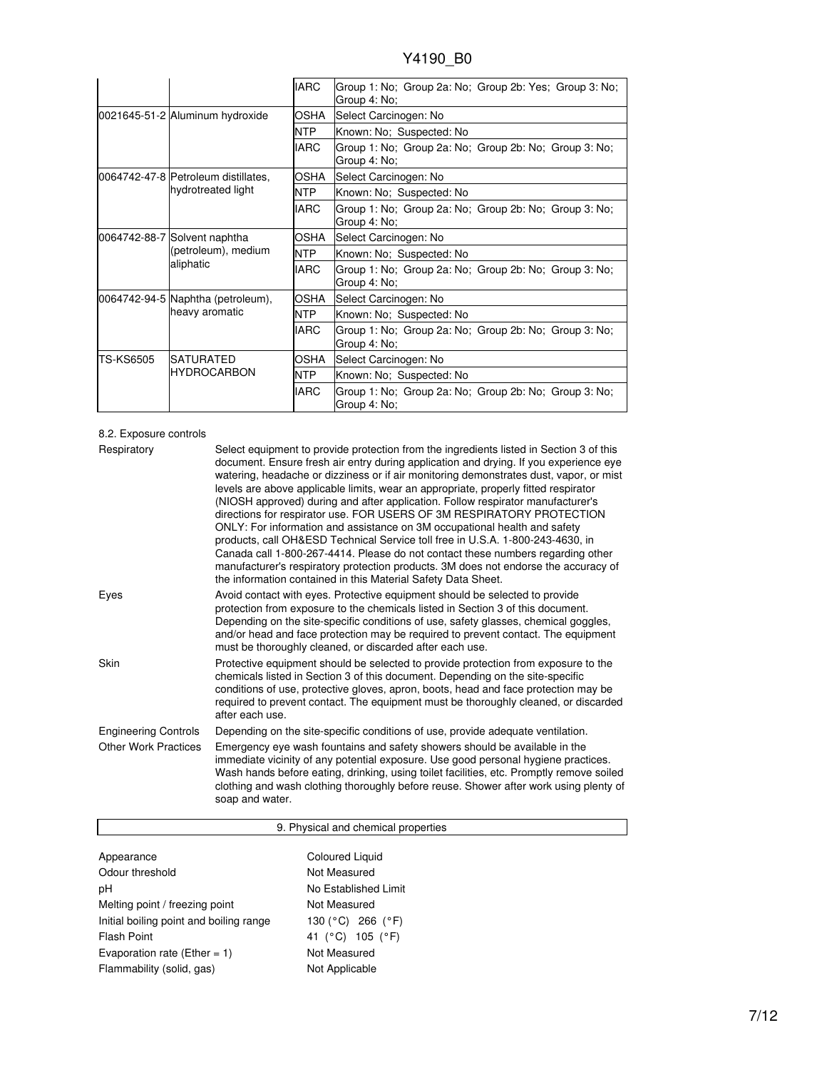| | | | |
|---|---|---|---|
| | | IARC | Group 1: No; Group 2a: No; Group 2b: Yes; Group 3: No; Group 4: No; |
| 0021645-51-2 | Aluminum hydroxide | OSHA | Select Carcinogen: No |
| | | NTP | Known: No; Suspected: No |
| | | IARC | Group 1: No; Group 2a: No; Group 2b: No; Group 3: No; Group 4: No; |
| 0064742-47-8 | Petroleum distillates, hydrotreated light | OSHA | Select Carcinogen: No |
| | | NTP | Known: No; Suspected: No |
| | | IARC | Group 1: No; Group 2a: No; Group 2b: No; Group 3: No; Group 4: No; |
| 0064742-88-7 | Solvent naphtha (petroleum), medium aliphatic | OSHA | Select Carcinogen: No |
| | | NTP | Known: No; Suspected: No |
| | | IARC | Group 1: No; Group 2a: No; Group 2b: No; Group 3: No; Group 4: No; |
| 0064742-94-5 | Naphtha (petroleum), heavy aromatic | OSHA | Select Carcinogen: No |
| | | NTP | Known: No; Suspected: No |
| | | IARC | Group 1: No; Group 2a: No; Group 2b: No; Group 3: No; Group 4: No; |
| TS-KS6505 | SATURATED HYDROCARBON | OSHA | Select Carcinogen: No |
| | | NTP | Known: No; Suspected: No |
| | | IARC | Group 1: No; Group 2a: No; Group 2b: No; Group 3: No; Group 4: No; |

8.2. Exposure controls

| | |
|---|---|
| Respiratory | Select equipment to provide protection from the ingredients listed in Section 3 of this document. Ensure fresh air entry during application and drying. If you experience eye watering, headache or dizziness or if air monitoring demonstrates dust, vapor, or mist levels are above applicable limits, wear an appropriate, properly fitted respirator (NIOSH approved) during and after application. Follow respirator manufacturer's directions for respirator use. FOR USERS OF 3M RESPIRATORY PROTECTION ONLY: For information and assistance on 3M occupational health and safety products, call OH&ESD Technical Service toll free in U.S.A. 1-800-243-4630, in Canada call 1-800-267-4414. Please do not contact these numbers regarding other manufacturer's respiratory protection products. 3M does not endorse the accuracy of the information contained in this Material Safety Data Sheet. |
| Eyes | Avoid contact with eyes. Protective equipment should be selected to provide protection from exposure to the chemicals listed in Section 3 of this document. Depending on the site-specific conditions of use, safety glasses, chemical goggles, and/or head and face protection may be required to prevent contact. The equipment must be thoroughly cleaned, or discarded after each use. |
| Skin | Protective equipment should be selected to provide protection from exposure to the chemicals listed in Section 3 of this document. Depending on the site-specific conditions of use, protective gloves, apron, boots, head and face protection may be required to prevent contact. The equipment must be thoroughly cleaned, or discarded after each use. |
| Engineering Controls | Depending on the site-specific conditions of use, provide adequate ventilation. |
| Other Work Practices | Emergency eye wash fountains and safety showers should be available in the immediate vicinity of any potential exposure. Use good personal hygiene practices. Wash hands before eating, drinking, using toilet facilities, etc. Promptly remove soiled clothing and wash clothing thoroughly before reuse. Shower after work using plenty of soap and water. |

## 9. Physical and chemical properties

| | |
|---|---|
| Appearance | Coloured Liquid |
| Odour threshold | Not Measured |
| pH | No Established Limit |
| Melting point / freezing point | Not Measured |
| Initial boiling point and boiling range | 130 (°C) 266 (°F) |
| Flash Point | 41 (°C) 105 (°F) |
| Evaporation rate (Ether = 1) | Not Measured |
| Flammability (solid, gas) | Not Applicable |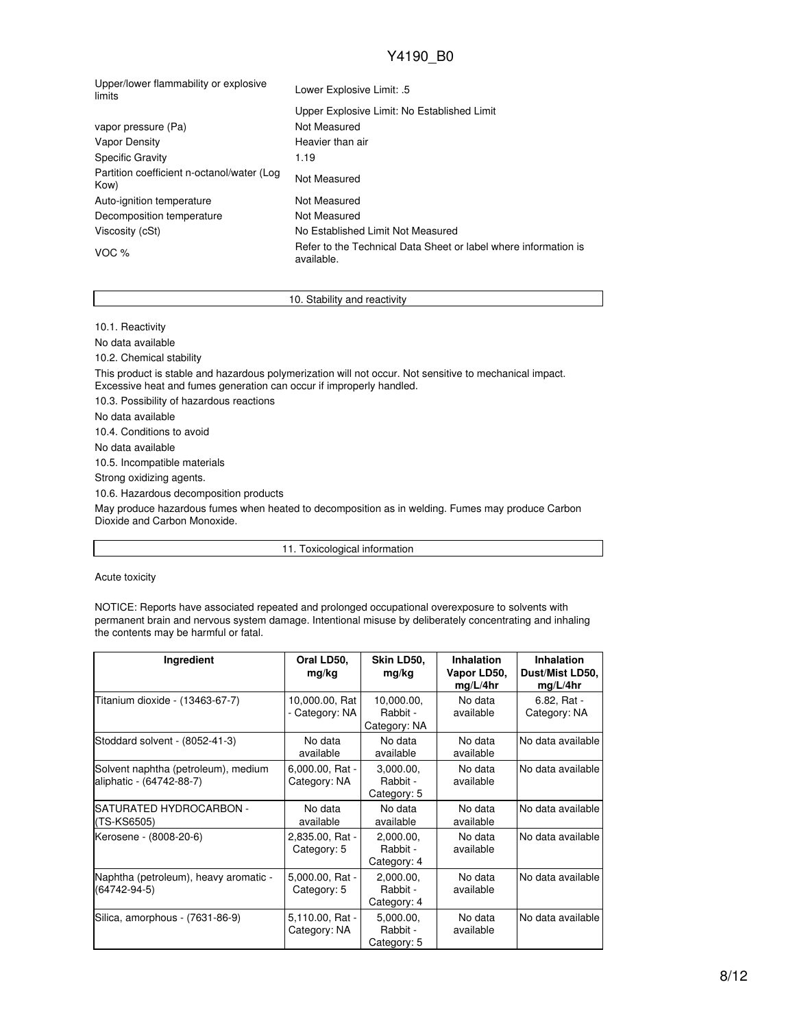| | |
|---|---|
| Upper/lower flammability or explosive limits | Lower Explosive Limit: .5 |
| | Upper Explosive Limit: No Established Limit |
| vapor pressure (Pa) | Not Measured |
| Vapor Density | Heavier than air |
| Specific Gravity | 1.19 |
| Partition coefficient n-octanol/water (Log Kow) | Not Measured |
| Auto-ignition temperature | Not Measured |
| Decomposition temperature | Not Measured |
| Viscosity (cSt) | No Established Limit Not Measured |
| VOC % | Refer to the Technical Data Sheet or label where information is available. |

## 10. Stability and reactivity

10.1. Reactivity

No data available

10.2. Chemical stability

This product is stable and hazardous polymerization will not occur. Not sensitive to mechanical impact. Excessive heat and fumes generation can occur if improperly handled.

10.3. Possibility of hazardous reactions

No data available

10.4. Conditions to avoid

No data available

10.5. Incompatible materials

Strong oxidizing agents.

10.6. Hazardous decomposition products

May produce hazardous fumes when heated to decomposition as in welding. Fumes may produce Carbon Dioxide and Carbon Monoxide.

## 11. Toxicological information

Acute toxicity

NOTICE: Reports have associated repeated and prolonged occupational overexposure to solvents with permanent brain and nervous system damage. Intentional misuse by deliberately concentrating and inhaling the contents may be harmful or fatal.

| Ingredient | Oral LD50, mg/kg | Skin LD50, mg/kg | Inhalation Vapor LD50, mg/L/4hr | Inhalation Dust/Mist LD50, mg/L/4hr |
|---|---|---|---|---|
| Titanium dioxide - (13463-67-7) | 10,000.00, Rat - Category: NA | 10,000.00, Rabbit - Category: NA | No data available | 6.82, Rat - Category: NA |
| Stoddard solvent - (8052-41-3) | No data available | No data available | No data available | No data available |
| Solvent naphtha (petroleum), medium aliphatic - (64742-88-7) | 6,000.00, Rat - Category: NA | 3,000.00, Rabbit - Category: 5 | No data available | No data available |
| SATURATED HYDROCARBON - (TS-KS6505) | No data available | No data available | No data available | No data available |
| Kerosene - (8008-20-6) | 2,835.00, Rat - Category: 5 | 2,000.00, Rabbit - Category: 4 | No data available | No data available |
| Naphtha (petroleum), heavy aromatic - (64742-94-5) | 5,000.00, Rat - Category: 5 | 2,000.00, Rabbit - Category: 4 | No data available | No data available |
| Silica, amorphous - (7631-86-9) | 5,110.00, Rat - Category: NA | 5,000.00, Rabbit - Category: 5 | No data available | No data available |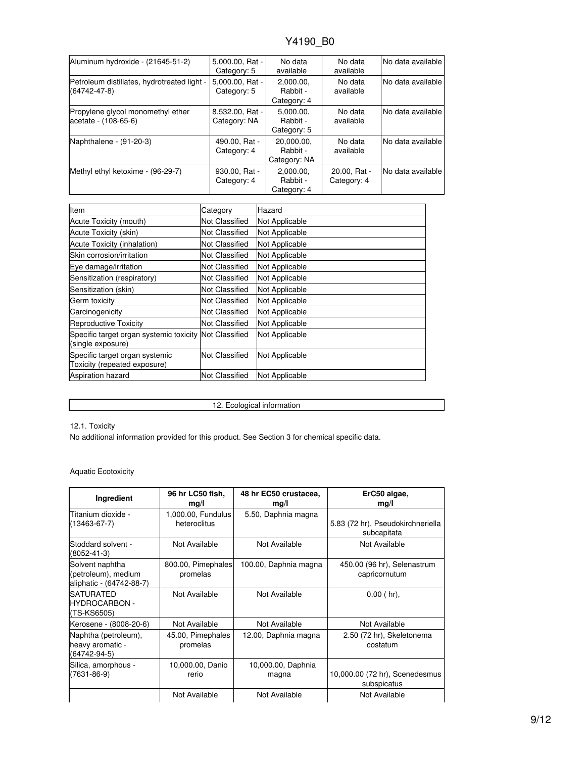| | | | | |
|---|---|---|---|---|
| Aluminum hydroxide - (21645-51-2) | 5,000.00, Rat - Category: 5 | No data available | No data available | No data available |
| Petroleum distillates, hydrotreated light - (64742-47-8) | 5,000.00, Rat - Category: 5 | 2,000.00, Rabbit - Category: 4 | No data available | No data available |
| Propylene glycol monomethyl ether acetate - (108-65-6) | 8,532.00, Rat - Category: NA | 5,000.00, Rabbit - Category: 5 | No data available | No data available |
| Naphthalene - (91-20-3) | 490.00, Rat - Category: 4 | 20,000.00, Rabbit - Category: NA | No data available | No data available |
| Methyl ethyl ketoxime - (96-29-7) | 930.00, Rat - Category: 4 | 2,000.00, Rabbit - Category: 4 | 20.00, Rat - Category: 4 | No data available |

| Item | Category | Hazard |
|---|---|---|
| Acute Toxicity (mouth) | Not Classified | Not Applicable |
| Acute Toxicity (skin) | Not Classified | Not Applicable |
| Acute Toxicity (inhalation) | Not Classified | Not Applicable |
| Skin corrosion/irritation | Not Classified | Not Applicable |
| Eye damage/irritation | Not Classified | Not Applicable |
| Sensitization (respiratory) | Not Classified | Not Applicable |
| Sensitization (skin) | Not Classified | Not Applicable |
| Germ toxicity | Not Classified | Not Applicable |
| Carcinogenicity | Not Classified | Not Applicable |
| Reproductive Toxicity | Not Classified | Not Applicable |
| Specific target organ systemic toxicity (single exposure) | Not Classified | Not Applicable |
| Specific target organ systemic Toxicity (repeated exposure) | Not Classified | Not Applicable |
| Aspiration hazard | Not Classified | Not Applicable |

## 12. Ecological information

12.1. Toxicity

No additional information provided for this product. See Section 3 for chemical specific data.

Aquatic Ecotoxicity

| Ingredient | 96 hr LC50 fish, mg/l | 48 hr EC50 crustacea, mg/l | ErC50 algae, mg/l |
|---|---|---|---|
| Titanium dioxide - (13463-67-7) | 1,000.00, Fundulus heteroclitus | 5.50, Daphnia magna | 5.83 (72 hr), Pseudokirchneriella subcapitata |
| Stoddard solvent - (8052-41-3) | Not Available | Not Available | Not Available |
| Solvent naphtha (petroleum), medium aliphatic - (64742-88-7) | 800.00, Pimephales promelas | 100.00, Daphnia magna | 450.00 (96 hr), Selenastrum capricornutum |
| SATURATED HYDROCARBON - (TS-KS6505) | Not Available | Not Available | 0.00 ( hr), |
| Kerosene - (8008-20-6) | Not Available | Not Available | Not Available |
| Naphtha (petroleum), heavy aromatic - (64742-94-5) | 45.00, Pimephales promelas | 12.00, Daphnia magna | 2.50 (72 hr), Skeletonema costatum |
| Silica, amorphous - (7631-86-9) | 10,000.00, Danio rerio | 10,000.00, Daphnia magna | 10,000.00 (72 hr), Scenedesmus subspicatus |
| | Not Available | Not Available | Not Available |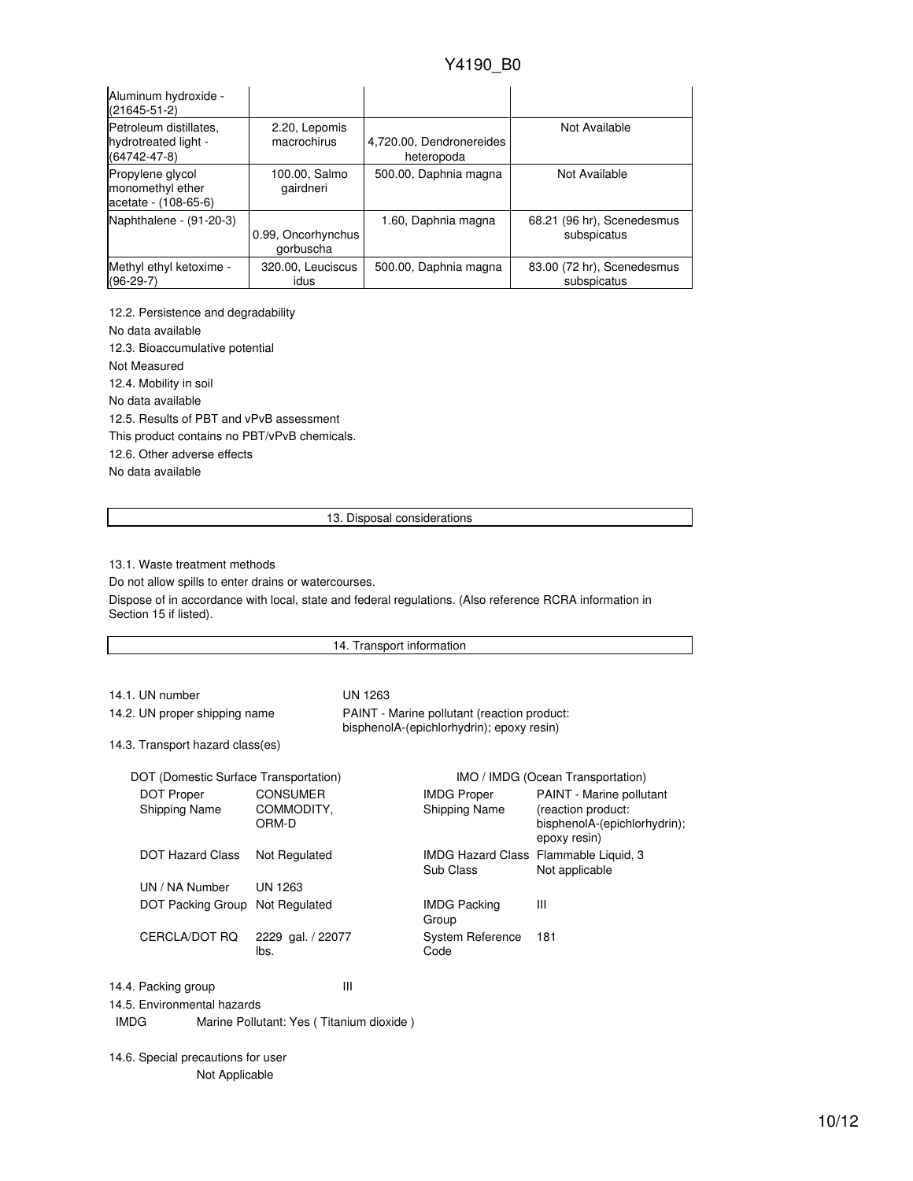| | | | |
|---|---|---|---|
| Aluminum hydroxide - (21645-51-2) | | | |
| Petroleum distillates, hydrotreated light - (64742-47-8) | 2.20, Lepomis macrochirus | 4,720.00, Dendronereides heteropoda | Not Available |
| Propylene glycol monomethyl ether acetate - (108-65-6) | 100.00, Salmo gairdneri | 500.00, Daphnia magna | Not Available |
| Naphthalene - (91-20-3) | 0.99, Oncorhynchus gorbuscha | 1.60, Daphnia magna | 68.21 (96 hr), Scenedesmus subspicatus |
| Methyl ethyl ketoxime - (96-29-7) | 320.00, Leuciscus idus | 500.00, Daphnia magna | 83.00 (72 hr), Scenedesmus subspicatus |

12.2. Persistence and degradability

No data available

12.3. Bioaccumulative potential

Not Measured

12.4. Mobility in soil

No data available

12.5. Results of PBT and vPvB assessment

This product contains no PBT/vPvB chemicals.

12.6. Other adverse effects

No data available

## 13. Disposal considerations

13.1. Waste treatment methods

Do not allow spills to enter drains or watercourses.

Dispose of in accordance with local, state and federal regulations. (Also reference RCRA information in Section 15 if listed).

## 14. Transport information

14.1. UN number: UN 1263

14.2. UN proper shipping name: PAINT - Marine pollutant (reaction product: bisphenolA-(epichlorhydrin); epoxy resin)

14.3. Transport hazard class(es)

| DOT (Domestic Surface Transportation) | | IMO / IMDG (Ocean Transportation) | |
|---|---|---|---|
| DOT Proper Shipping Name | CONSUMER COMMODITY, ORM-D | IMDG Proper Shipping Name | PAINT - Marine pollutant (reaction product: bisphenolA-(epichlorhydrin); epoxy resin) |
| DOT Hazard Class | Not Regulated | IMDG Hazard Class | Flammable Liquid, 3 |
| | | Sub Class | Not applicable |
| UN / NA Number | UN 1263 | | |
| DOT Packing Group | Not Regulated | IMDG Packing Group | III |
| CERCLA/DOT RQ | 2229 gal. / 22077 lbs. | System Reference Code | 181 |

14.4. Packing group: III

14.5. Environmental hazards

IMDG Marine Pollutant: Yes ( Titanium dioxide )

14.6. Special precautions for user

Not Applicable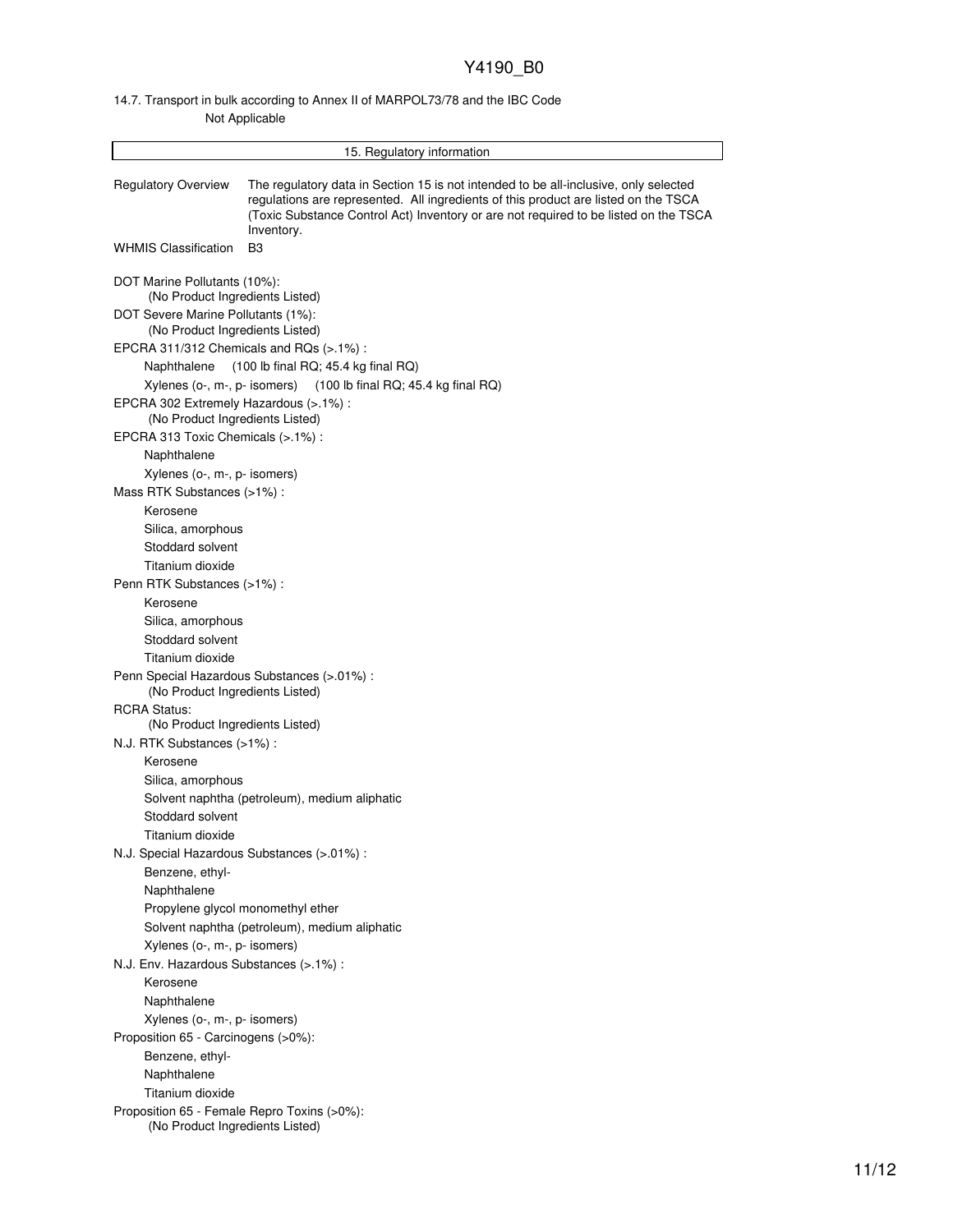14.7. Transport in bulk according to Annex II of MARPOL73/78 and the IBC Code

Not Applicable

## 15. Regulatory information

**Regulatory Overview** The regulatory data in Section 15 is not intended to be all-inclusive, only selected regulations are represented. All ingredients of this product are listed on the TSCA (Toxic Substance Control Act) Inventory or are not required to be listed on the TSCA Inventory.

**WHMIS Classification** B3

DOT Marine Pollutants (10%):
(No Product Ingredients Listed)

DOT Severe Marine Pollutants (1%):
(No Product Ingredients Listed)

EPCRA 311/312 Chemicals and RQs (>.1%) :
- Naphthalene (100 lb final RQ; 45.4 kg final RQ)
- Xylenes (o-, m-, p- isomers) (100 lb final RQ; 45.4 kg final RQ)

EPCRA 302 Extremely Hazardous (>.1%) :
(No Product Ingredients Listed)

EPCRA 313 Toxic Chemicals (>.1%) :
- Naphthalene
- Xylenes (o-, m-, p- isomers)

Mass RTK Substances (>1%) :
- Kerosene
- Silica, amorphous
- Stoddard solvent
- Titanium dioxide

Penn RTK Substances (>1%) :
- Kerosene
- Silica, amorphous
- Stoddard solvent
- Titanium dioxide

Penn Special Hazardous Substances (>.01%) :
(No Product Ingredients Listed)

RCRA Status:
(No Product Ingredients Listed)

N.J. RTK Substances (>1%) :
- Kerosene
- Silica, amorphous
- Solvent naphtha (petroleum), medium aliphatic
- Stoddard solvent
- Titanium dioxide

N.J. Special Hazardous Substances (>.01%) :
- Benzene, ethyl-
- Naphthalene
- Propylene glycol monomethyl ether
- Solvent naphtha (petroleum), medium aliphatic
- Xylenes (o-, m-, p- isomers)

N.J. Env. Hazardous Substances (>.1%) :
- Kerosene
- Naphthalene
- Xylenes (o-, m-, p- isomers)

Proposition 65 - Carcinogens (>0%):
- Benzene, ethyl-
- Naphthalene
- Titanium dioxide

Proposition 65 - Female Repro Toxins (>0%):
(No Product Ingredients Listed)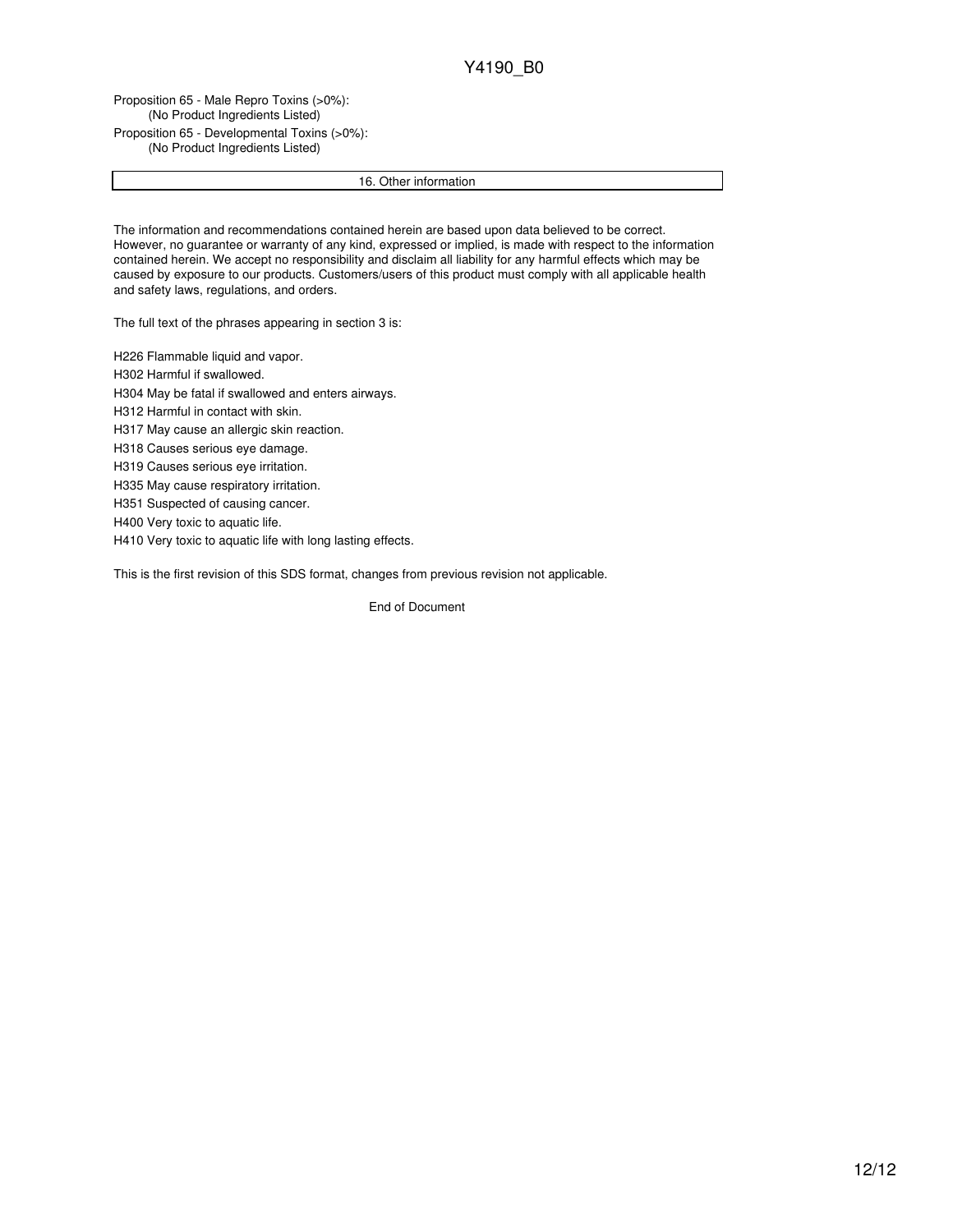Proposition 65 - Male Repro Toxins (>0%):
(No Product Ingredients Listed)

Proposition 65 - Developmental Toxins (>0%):
(No Product Ingredients Listed)

## 16. Other information

The information and recommendations contained herein are based upon data believed to be correct. However, no guarantee or warranty of any kind, expressed or implied, is made with respect to the information contained herein. We accept no responsibility and disclaim all liability for any harmful effects which may be caused by exposure to our products. Customers/users of this product must comply with all applicable health and safety laws, regulations, and orders.

The full text of the phrases appearing in section 3 is:

H226 Flammable liquid and vapor.
H302 Harmful if swallowed.
H304 May be fatal if swallowed and enters airways.
H312 Harmful in contact with skin.
H317 May cause an allergic skin reaction.
H318 Causes serious eye damage.
H319 Causes serious eye irritation.
H335 May cause respiratory irritation.
H351 Suspected of causing cancer.
H400 Very toxic to aquatic life.
H410 Very toxic to aquatic life with long lasting effects.

This is the first revision of this SDS format, changes from previous revision not applicable.

End of Document